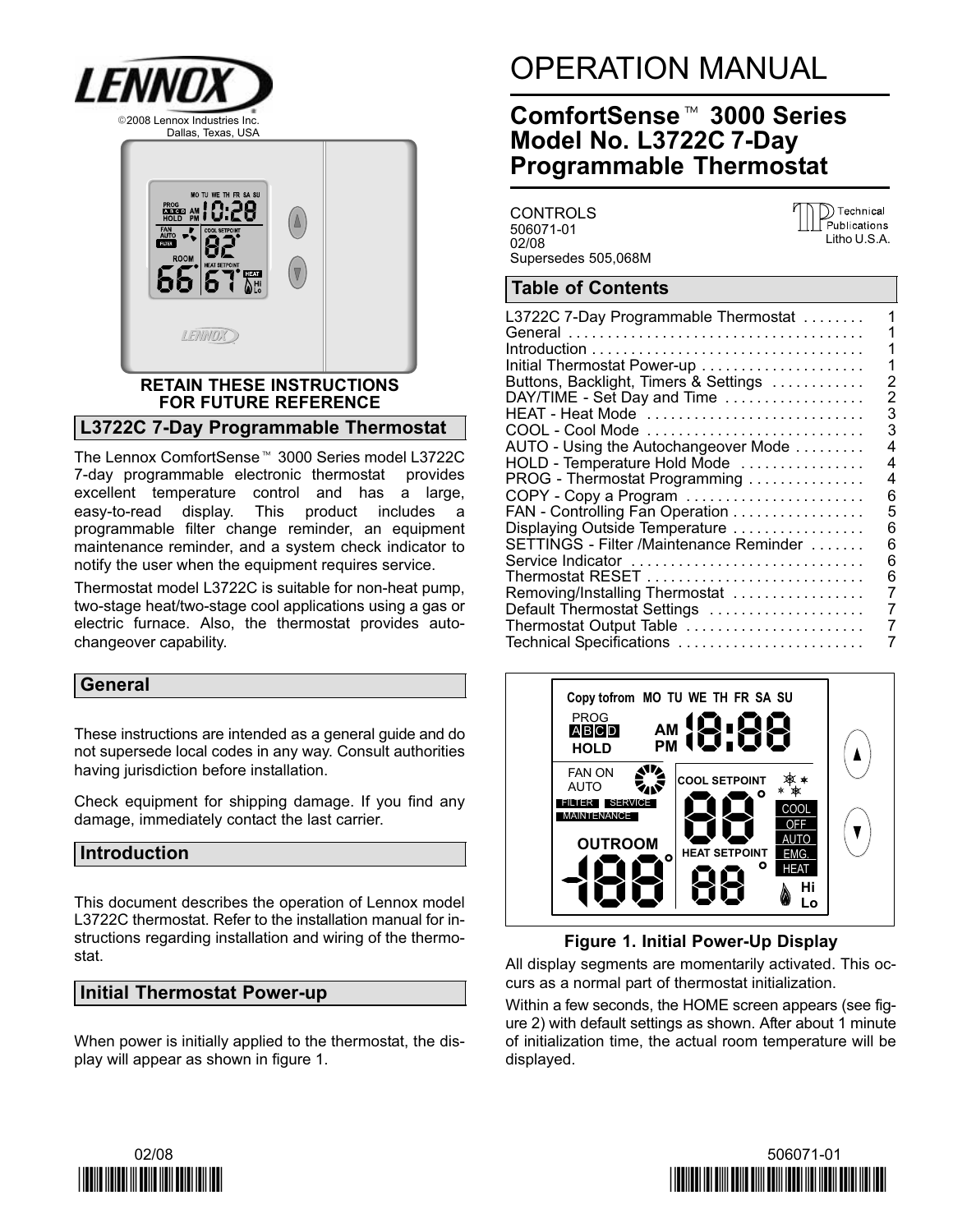©2008 Lennox Industries Inc.
Dallas, Texas, USA

**RETAIN THESE INSTRUCTIONS FOR FUTURE REFERENCE**

# OPERATION MANUAL

## ComfortSense™ 3000 Series Model No. L3722C 7-Day Programmable Thermostat

CONTROLS
506071-01
02/08
Supersedes 505,068M

Technical Publications
Litho U.S.A.

## Table of Contents

| | |
|---|---|
| L3722C 7-Day Programmable Thermostat | 1 |
| General | 1 |
| Introduction | 1 |
| Initial Thermostat Power-up | 1 |
| Buttons, Backlight, Timers & Settings | 2 |
| DAY/TIME - Set Day and Time | 2 |
| HEAT - Heat Mode | 3 |
| COOL - Cool Mode | 3 |
| AUTO - Using the Autochangeover Mode | 4 |
| HOLD - Temperature Hold Mode | 4 |
| PROG - Thermostat Programming | 4 |
| COPY - Copy a Program | 6 |
| FAN - Controlling Fan Operation | 5 |
| Displaying Outside Temperature | 6 |
| SETTINGS - Filter /Maintenance Reminder | 6 |
| Service Indicator | 6 |
| Thermostat RESET | 6 |
| Removing/Installing Thermostat | 7 |
| Default Thermostat Settings | 7 |
| Thermostat Output Table | 7 |
| Technical Specifications | 7 |

## L3722C 7-Day Programmable Thermostat

The Lennox ComfortSense™ 3000 Series model L3722C 7-day programmable electronic thermostat provides excellent temperature control and has a large, easy-to-read display. This product includes a programmable filter change reminder, an equipment maintenance reminder, and a system check indicator to notify the user when the equipment requires service.

Thermostat model L3722C is suitable for non-heat pump, two-stage heat/two-stage cool applications using a gas or electric furnace. Also, the thermostat provides auto-changeover capability.

## General

These instructions are intended as a general guide and do not supersede local codes in any way. Consult authorities having jurisdiction before installation.

Check equipment for shipping damage. If you find any damage, immediately contact the last carrier.

## Introduction

This document describes the operation of Lennox model L3722C thermostat. Refer to the installation manual for instructions regarding installation and wiring of the thermostat.

## Initial Thermostat Power-up

When power is initially applied to the thermostat, the display will appear as shown in figure 1.

Copy tofrom MO TU WE TH FR SA SU
PROG
A B C D
HOLD
AM
PM
88:88
FAN ON
AUTO
FILTER SERVICE
MAINTENANCE
COOL SETPOINT
88°
COOL
OFF
AUTO
EMG.
HEAT
OUTROOM
-188°
HEAT SETPOINT
88°
Hi
Lo

**Figure 1. Initial Power-Up Display**

All display segments are momentarily activated. This occurs as a normal part of thermostat initialization.

Within a few seconds, the HOME screen appears (see figure 2) with default settings as shown. After about 1 minute of initialization time, the actual room temperature will be displayed.

02/08
506071-01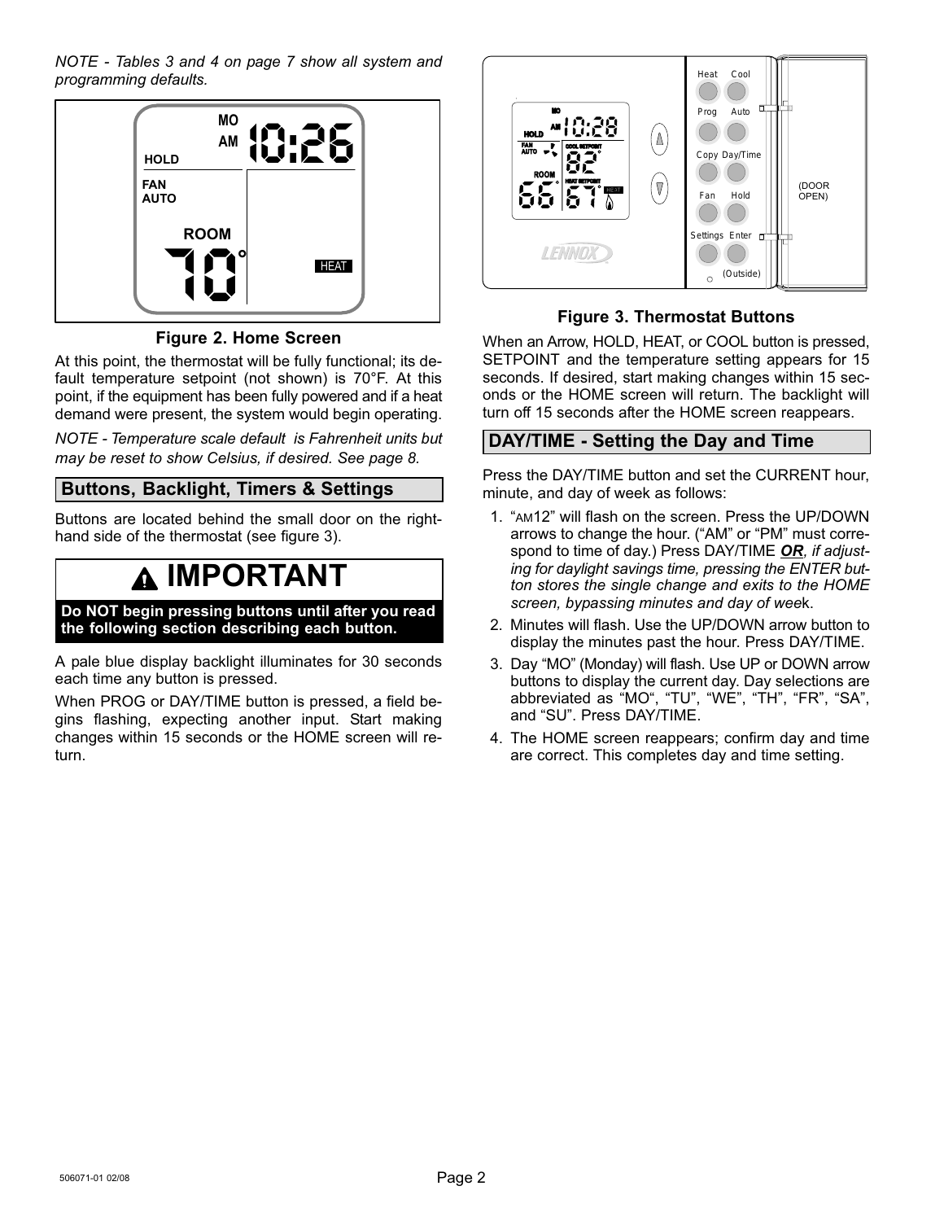*NOTE - Tables 3 and 4 on page 7 show all system and programming defaults.*

MO
AM 10:26
HOLD
FAN
AUTO
ROOM
70°
HEAT

**Figure 2. Home Screen**

At this point, the thermostat will be fully functional; its default temperature setpoint (not shown) is 70°F. At this point, if the equipment has been fully powered and if a heat demand were present, the system would begin operating.

*NOTE - Temperature scale default is Fahrenheit units but may be reset to show Celsius, if desired. See page 8.*

## Buttons, Backlight, Timers & Settings

Buttons are located behind the small door on the right-hand side of the thermostat (see figure 3).

> **IMPORTANT**
>
> **Do NOT begin pressing buttons until after you read the following section describing each button.**

A pale blue display backlight illuminates for 30 seconds each time any button is pressed.

When PROG or DAY/TIME button is pressed, a field begins flashing, expecting another input. Start making changes within 15 seconds or the HOME screen will return.

MO
AM 10:28
HOLD
FAN
AUTO
COOL SETPOINT
82°
ROOM
HEAT SETPOINT
66° 67°
HEAT
Heat Cool
Prog Auto
Copy Day/Time
Fan Hold
Settings Enter
(Outside)
(DOOR OPEN)
LENNOX

**Figure 3. Thermostat Buttons**

When an Arrow, HOLD, HEAT, or COOL button is pressed, SETPOINT and the temperature setting appears for 15 seconds. If desired, start making changes within 15 seconds or the HOME screen will return. The backlight will turn off 15 seconds after the HOME screen reappears.

## DAY/TIME - Setting the Day and Time

Press the DAY/TIME button and set the CURRENT hour, minute, and day of week as follows:

1. "AM12" will flash on the screen. Press the UP/DOWN arrows to change the hour. ("AM" or "PM" must correspond to time of day.) Press DAY/TIME ***OR****, if adjusting for daylight savings time, pressing the ENTER button stores the single change and exits to the HOME screen, bypassing minutes and day of wee*k.
2. Minutes will flash. Use the UP/DOWN arrow button to display the minutes past the hour. Press DAY/TIME.
3. Day "MO" (Monday) will flash. Use UP or DOWN arrow buttons to display the current day. Day selections are abbreviated as "MO", "TU", "WE", "TH", "FR", "SA", and "SU". Press DAY/TIME.
4. The HOME screen reappears; confirm day and time are correct. This completes day and time setting.

506071-01 02/08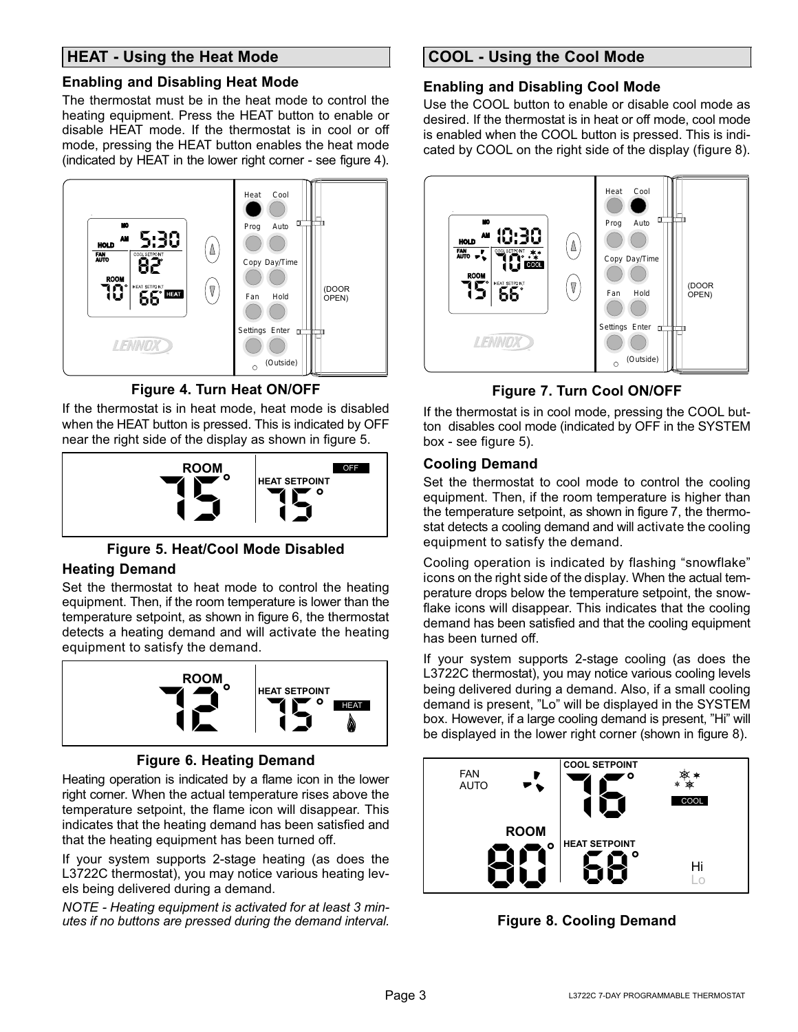## HEAT - Using the Heat Mode

### Enabling and Disabling Heat Mode

The thermostat must be in the heat mode to control the heating equipment. Press the HEAT button to enable or disable HEAT mode. If the thermostat is in cool or off mode, pressing the HEAT button enables the heat mode (indicated by HEAT in the lower right corner - see figure 4).

**Figure 4. Turn Heat ON/OFF**

If the thermostat is in heat mode, heat mode is disabled when the HEAT button is pressed. This is indicated by OFF near the right side of the display as shown in figure 5.

**Figure 5. Heat/Cool Mode Disabled**

### Heating Demand

Set the thermostat to heat mode to control the heating equipment. Then, if the room temperature is lower than the temperature setpoint, as shown in figure 6, the thermostat detects a heating demand and will activate the heating equipment to satisfy the demand.

**Figure 6. Heating Demand**

Heating operation is indicated by a flame icon in the lower right corner. When the actual temperature rises above the temperature setpoint, the flame icon will disappear. This indicates that the heating demand has been satisfied and that the heating equipment has been turned off.

If your system supports 2-stage heating (as does the L3722C thermostat), you may notice various heating levels being delivered during a demand.

*NOTE - Heating equipment is activated for at least 3 minutes if no buttons are pressed during the demand interval.*

## COOL - Using the Cool Mode

### Enabling and Disabling Cool Mode

Use the COOL button to enable or disable cool mode as desired. If the thermostat is in heat or off mode, cool mode is enabled when the COOL button is pressed. This is indicated by COOL on the right side of the display (figure 8).

**Figure 7. Turn Cool ON/OFF**

If the thermostat is in cool mode, pressing the COOL button disables cool mode (indicated by OFF in the SYSTEM box - see figure 5).

### Cooling Demand

Set the thermostat to cool mode to control the cooling equipment. Then, if the room temperature is higher than the temperature setpoint, as shown in figure 7, the thermostat detects a cooling demand and will activate the cooling equipment to satisfy the demand.

Cooling operation is indicated by flashing "snowflake" icons on the right side of the display. When the actual temperature drops below the temperature setpoint, the snowflake icons will disappear. This indicates that the cooling demand has been satisfied and that the cooling equipment has been turned off.

If your system supports 2-stage cooling (as does the L3722C thermostat), you may notice various cooling levels being delivered during a demand. Also, if a small cooling demand is present, "Lo" will be displayed in the SYSTEM box. However, if a large cooling demand is present, "Hi" will be displayed in the lower right corner (shown in figure 8).

**Figure 8. Cooling Demand**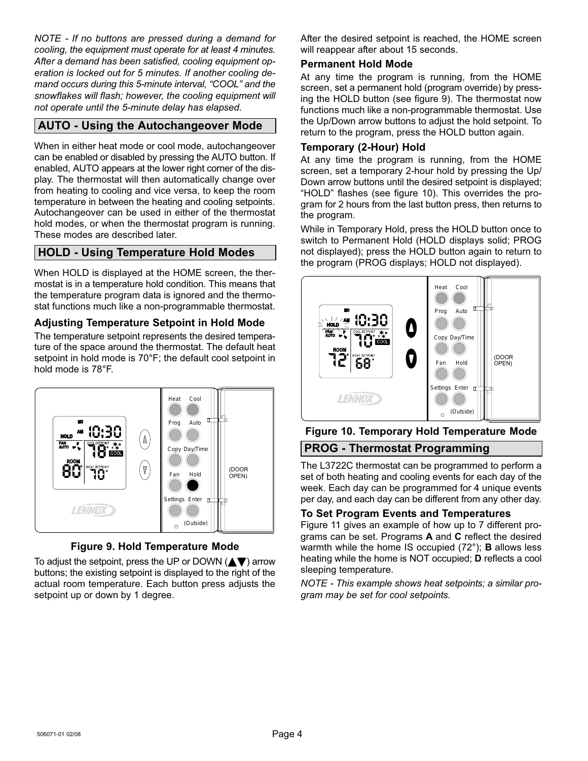*NOTE - If no buttons are pressed during a demand for cooling, the equipment must operate for at least 4 minutes. After a demand has been satisfied, cooling equipment operation is locked out for 5 minutes. If another cooling demand occurs during this 5-minute interval, “COOL” and the snowflakes will flash; however, the cooling equipment will not operate until the 5-minute delay has elapsed.*

## AUTO - Using the Autochangeover Mode

When in either heat mode or cool mode, autochangeover can be enabled or disabled by pressing the AUTO button. If enabled, AUTO appears at the lower right corner of the display. The thermostat will then automatically change over from heating to cooling and vice versa, to keep the room temperature in between the heating and cooling setpoints. Autochangeover can be used in either of the thermostat hold modes, or when the thermostat program is running. These modes are described later.

## HOLD - Using Temperature Hold Modes

When HOLD is displayed at the HOME screen, the thermostat is in a temperature hold condition. This means that the temperature program data is ignored and the thermostat functions much like a non-programmable thermostat.

### Adjusting Temperature Setpoint in Hold Mode

The temperature setpoint represents the desired temperature of the space around the thermostat. The default heat setpoint in hold mode is 70°F; the default cool setpoint in hold mode is 78°F.

**Figure 9. Hold Temperature Mode**

To adjust the setpoint, press the UP or DOWN (▲▼) arrow buttons; the existing setpoint is displayed to the right of the actual room temperature. Each button press adjusts the setpoint up or down by 1 degree.

After the desired setpoint is reached, the HOME screen will reappear after about 15 seconds.

### Permanent Hold Mode

At any time the program is running, from the HOME screen, set a permanent hold (program override) by pressing the HOLD button (see figure 9). The thermostat now functions much like a non-programmable thermostat. Use the Up/Down arrow buttons to adjust the hold setpoint. To return to the program, press the HOLD button again.

### Temporary (2-Hour) Hold

At any time the program is running, from the HOME screen, set a temporary 2-hour hold by pressing the Up/Down arrow buttons until the desired setpoint is displayed; “HOLD” flashes (see figure 10). This overrides the program for 2 hours from the last button press, then returns to the program.

While in Temporary Hold, press the HOLD button once to switch to Permanent Hold (HOLD displays solid; PROG not displayed); press the HOLD button again to return to the program (PROG displays; HOLD not displayed).

**Figure 10. Temporary Hold Temperature Mode**

## PROG - Thermostat Programming

The L3722C thermostat can be programmed to perform a set of both heating and cooling events for each day of the week. Each day can be programmed for 4 unique events per day, and each day can be different from any other day.

### To Set Program Events and Temperatures

Figure 11 gives an example of how up to 7 different programs can be set. Programs **A** and **C** reflect the desired warmth while the home IS occupied (72°); **B** allows less heating while the home is NOT occupied; **D** reflects a cool sleeping temperature.

*NOTE - This example shows heat setpoints; a similar program may be set for cool setpoints.*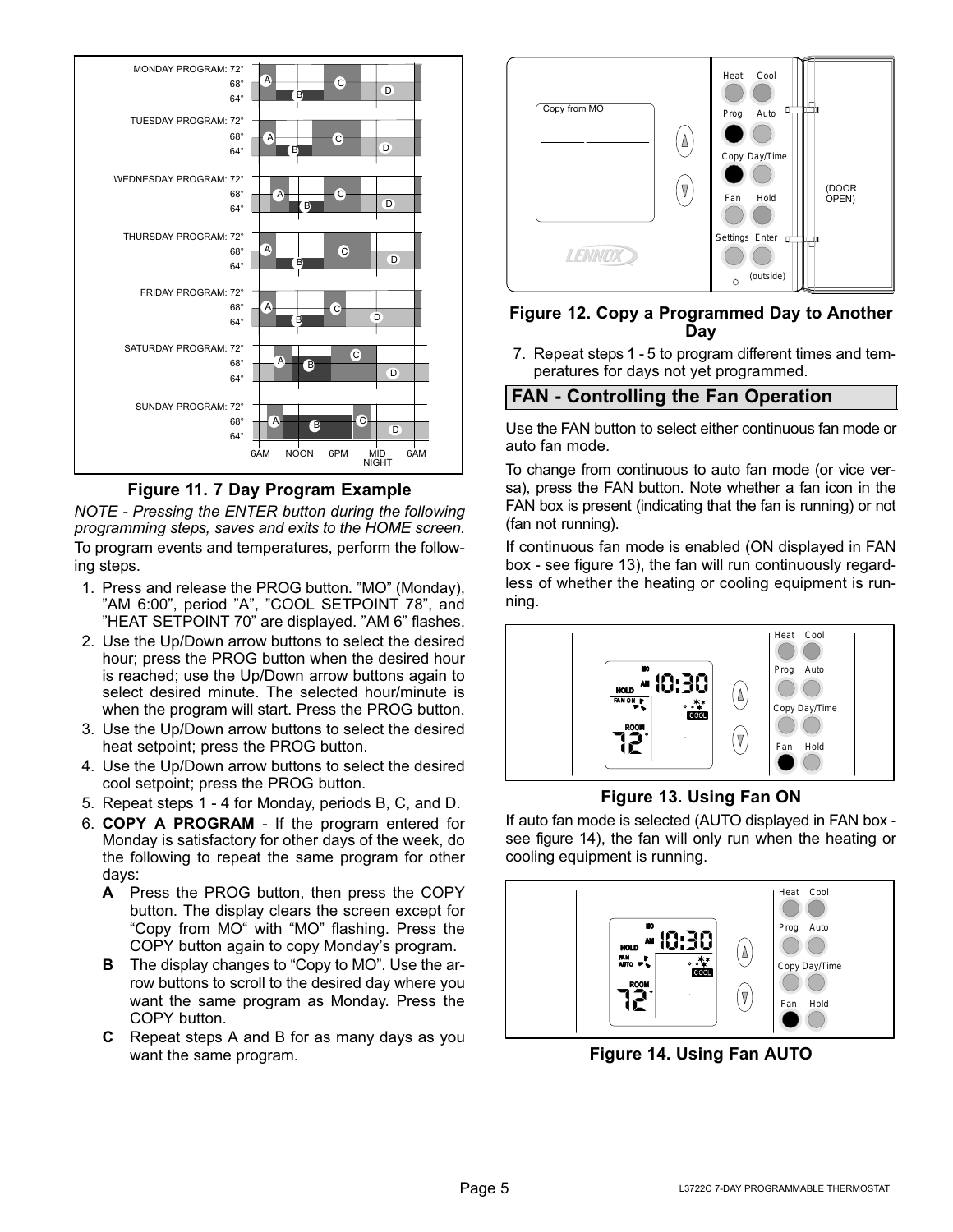MONDAY PROGRAM: 72° 68° 64°

TUESDAY PROGRAM: 72° 68° 64°

WEDNESDAY PROGRAM: 72° 68° 64°

THURSDAY PROGRAM: 72° 68° 64°

FRIDAY PROGRAM: 72° 68° 64°

SATURDAY PROGRAM: 72° 68° 64°

SUNDAY PROGRAM: 72° 68° 64°

A B C D

6AM NOON 6PM MID NIGHT 6AM

**Figure 11. 7 Day Program Example**

*NOTE - Pressing the ENTER button during the following programming steps, saves and exits to the HOME screen.*

To program events and temperatures, perform the following steps.

1. Press and release the PROG button. "MO" (Monday), "AM 6:00", period "A", "COOL SETPOINT 78", and "HEAT SETPOINT 70" are displayed. "AM 6" flashes.
2. Use the Up/Down arrow buttons to select the desired hour; press the PROG button when the desired hour is reached; use the Up/Down arrow buttons again to select desired minute. The selected hour/minute is when the program will start. Press the PROG button.
3. Use the Up/Down arrow buttons to select the desired heat setpoint; press the PROG button.
4. Use the Up/Down arrow buttons to select the desired cool setpoint; press the PROG button.
5. Repeat steps 1 - 4 for Monday, periods B, C, and D.
6. **COPY A PROGRAM** - If the program entered for Monday is satisfactory for other days of the week, do the following to repeat the same program for other days:
   - **A** Press the PROG button, then press the COPY button. The display clears the screen except for "Copy from MO" with "MO" flashing. Press the COPY button again to copy Monday's program.
   - **B** The display changes to "Copy to MO". Use the arrow buttons to scroll to the desired day where you want the same program as Monday. Press the COPY button.
   - **C** Repeat steps A and B for as many days as you want the same program.

Copy from MO

Heat Cool Prog Auto Copy Day/Time Fan Hold Settings Enter (outside) (DOOR OPEN)

**Figure 12. Copy a Programmed Day to Another Day**

7. Repeat steps 1 - 5 to program different times and temperatures for days not yet programmed.

## FAN - Controlling the Fan Operation

Use the FAN button to select either continuous fan mode or auto fan mode.

To change from continuous to auto fan mode (or vice versa), press the FAN button. Note whether a fan icon in the FAN box is present (indicating that the fan is running) or not (fan not running).

If continuous fan mode is enabled (ON displayed in FAN box - see figure 13), the fan will run continuously regardless of whether the heating or cooling equipment is running.

MO AM 10:30 HOLD FAN ON COOL ROOM 72°

Heat Cool Prog Auto Copy Day/Time Fan Hold

**Figure 13. Using Fan ON**

If auto fan mode is selected (AUTO displayed in FAN box - see figure 14), the fan will only run when the heating or cooling equipment is running.

MO AM 10:30 HOLD FAN AUTO COOL ROOM 72°

Heat Cool Prog Auto Copy Day/Time Fan Hold

**Figure 14. Using Fan AUTO**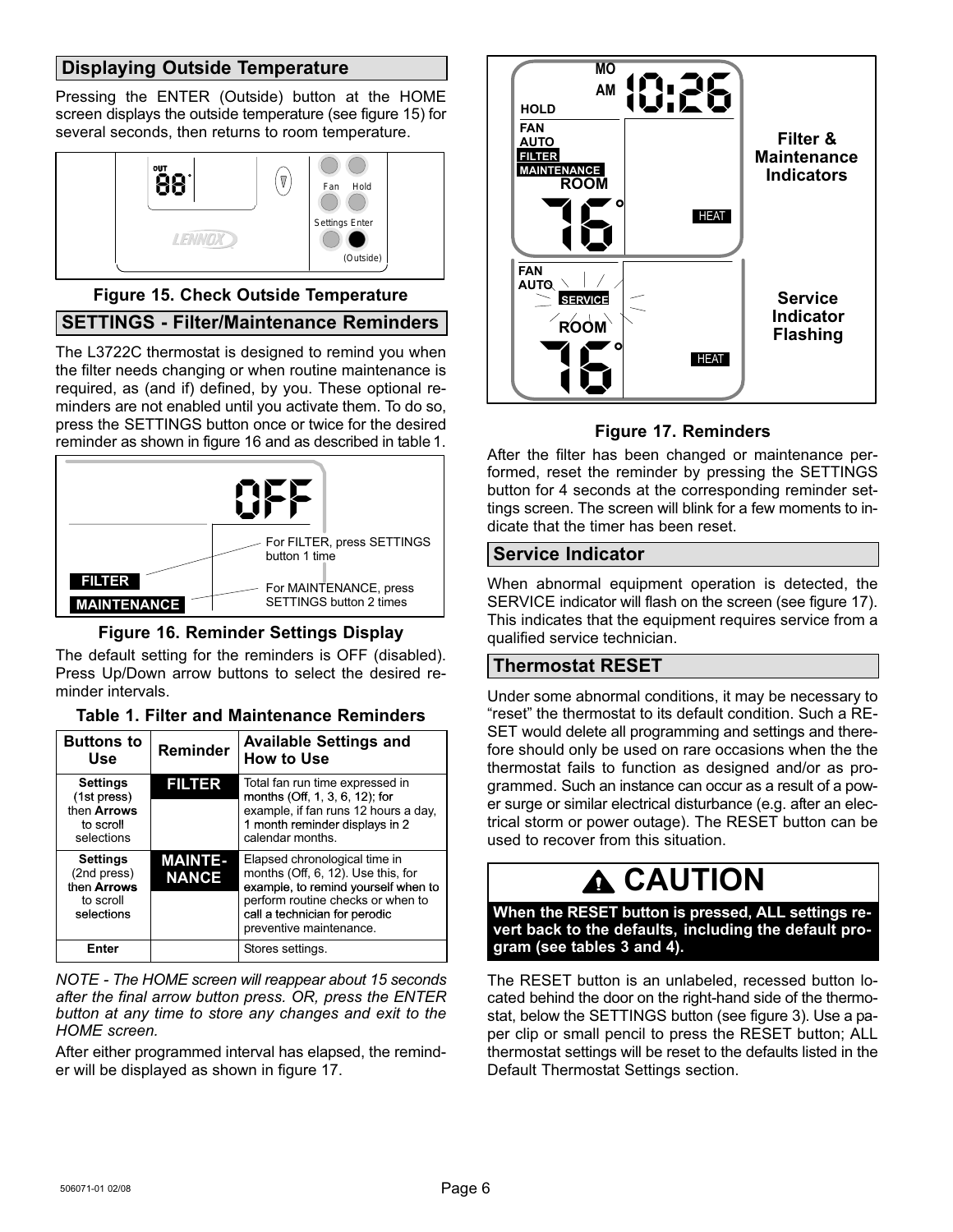## Displaying Outside Temperature

Pressing the ENTER (Outside) button at the HOME screen displays the outside temperature (see figure 15) for several seconds, then returns to room temperature.

OUT
88°
Fan Hold
Settings Enter
(Outside)

**Figure 15. Check Outside Temperature**

## SETTINGS - Filter/Maintenance Reminders

The L3722C thermostat is designed to remind you when the filter needs changing or when routine maintenance is required, as (and if) defined, by you. These optional reminders are not enabled until you activate them. To do so, press the SETTINGS button once or twice for the desired reminder as shown in figure 16 and as described in table 1.

OFF
FILTER
MAINTENANCE
For FILTER, press SETTINGS button 1 time
For MAINTENANCE, press SETTINGS button 2 times

**Figure 16. Reminder Settings Display**

The default setting for the reminders is OFF (disabled). Press Up/Down arrow buttons to select the desired reminder intervals.

**Table 1. Filter and Maintenance Reminders**

| Buttons to Use | Reminder | Available Settings and How to Use |
|---|---|---|
| **Settings** (1st press) then **Arrows** to scroll selections | **FILTER** | Total fan run time expressed in months (Off, 1, 3, 6, 12); for example, if fan runs 12 hours a day, 1 month reminder displays in 2 calendar months. |
| **Settings** (2nd press) then **Arrows** to scroll selections | **MAINTENANCE** | Elapsed chronological time in months (Off, 6, 12). Use this, for example, to remind yourself when to perform routine checks or when to call a technician for perodic preventive maintenance. |
| **Enter** | | Stores settings. |

*NOTE - The HOME screen will reappear about 15 seconds after the final arrow button press. OR, press the ENTER button at any time to store any changes and exit to the HOME screen.*

After either programmed interval has elapsed, the reminder will be displayed as shown in figure 17.

MO
AM 10:26
HOLD
FAN
AUTO
FILTER
MAINTENANCE
ROOM
76°
HEAT
Filter & Maintenance Indicators

FAN
AUTO
SERVICE
ROOM
76°
HEAT
Service Indicator Flashing

**Figure 17. Reminders**

After the filter has been changed or maintenance performed, reset the reminder by pressing the SETTINGS button for 4 seconds at the corresponding reminder settings screen. The screen will blink for a few moments to indicate that the timer has been reset.

## Service Indicator

When abnormal equipment operation is detected, the SERVICE indicator will flash on the screen (see figure 17). This indicates that the equipment requires service from a qualified service technician.

## Thermostat RESET

Under some abnormal conditions, it may be necessary to "reset" the thermostat to its default condition. Such a RESET would delete all programming and settings and therefore should only be used on rare occasions when the the thermostat fails to function as designed and/or as programmed. Such an instance can occur as a result of a power surge or similar electrical disturbance (e.g. after an electrical storm or power outage). The RESET button can be used to recover from this situation.

### ⚠ CAUTION

**When the RESET button is pressed, ALL settings revert back to the defaults, including the default program (see tables 3 and 4).**

The RESET button is an unlabeled, recessed button located behind the door on the right-hand side of the thermostat, below the SETTINGS button (see figure 3). Use a paper clip or small pencil to press the RESET button; ALL thermostat settings will be reset to the defaults listed in the Default Thermostat Settings section.

506071-01 02/08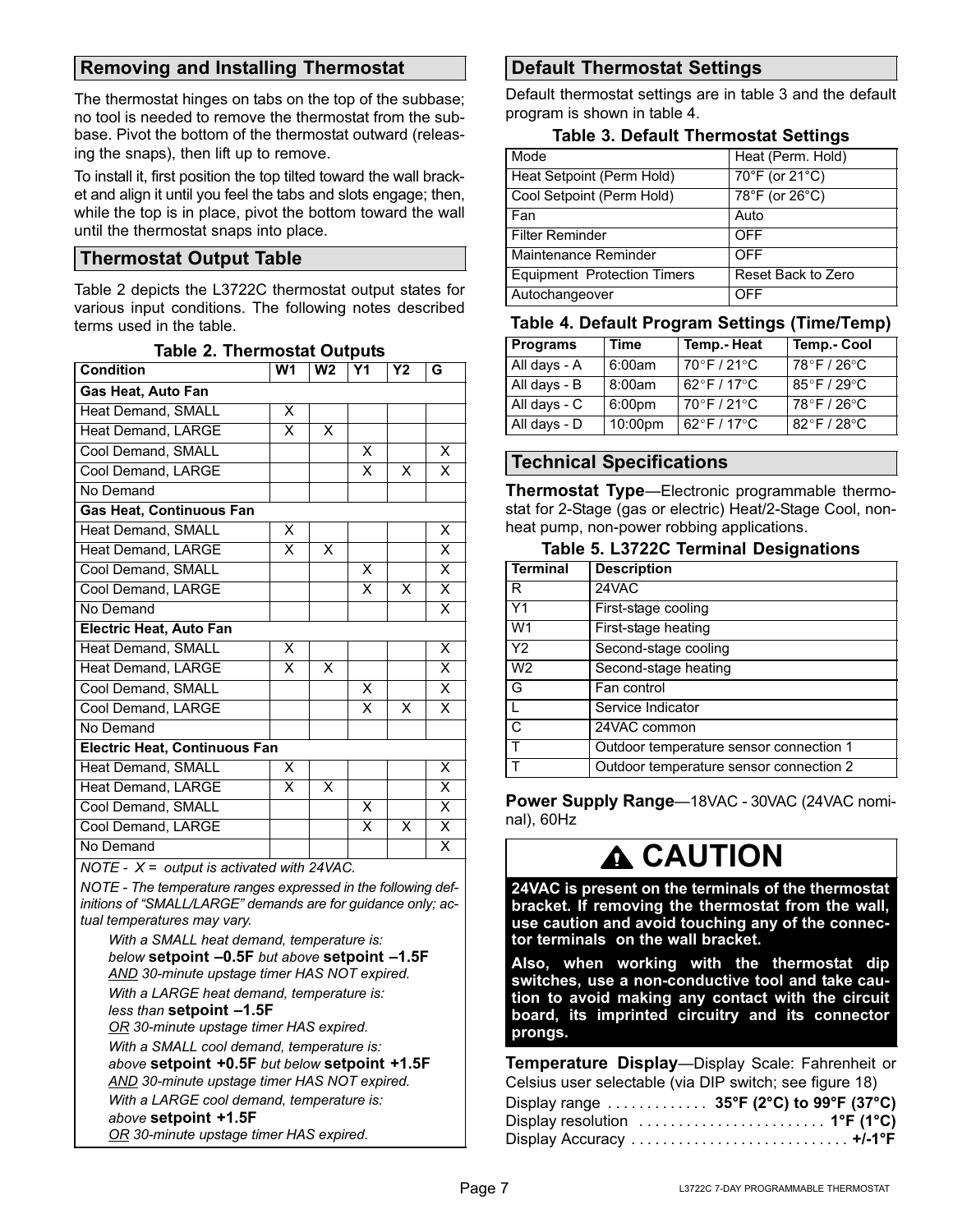## Removing and Installing Thermostat

The thermostat hinges on tabs on the top of the subbase; no tool is needed to remove the thermostat from the subbase. Pivot the bottom of the thermostat outward (releasing the snaps), then lift up to remove.

To install it, first position the top tilted toward the wall bracket and align it until you feel the tabs and slots engage; then, while the top is in place, pivot the bottom toward the wall until the thermostat snaps into place.

## Thermostat Output Table

Table 2 depicts the L3722C thermostat output states for various input conditions. The following notes described terms used in the table.

**Table 2. Thermostat Outputs**

| Condition | W1 | W2 | Y1 | Y2 | G |
|---|---|---|---|---|---|
| **Gas Heat, Auto Fan** | | | | | |
| Heat Demand, SMALL | X | | | | |
| Heat Demand, LARGE | X | X | | | |
| Cool Demand, SMALL | | | X | | X |
| Cool Demand, LARGE | | | X | X | X |
| No Demand | | | | | |
| **Gas Heat, Continuous Fan** | | | | | |
| Heat Demand, SMALL | X | | | | X |
| Heat Demand, LARGE | X | X | | | X |
| Cool Demand, SMALL | | | X | | X |
| Cool Demand, LARGE | | | X | X | X |
| No Demand | | | | | X |
| **Electric Heat, Auto Fan** | | | | | |
| Heat Demand, SMALL | X | | | | X |
| Heat Demand, LARGE | X | X | | | X |
| Cool Demand, SMALL | | | X | | X |
| Cool Demand, LARGE | | | X | X | X |
| No Demand | | | | | |
| **Electric Heat, Continuous Fan** | | | | | |
| Heat Demand, SMALL | X | | | | X |
| Heat Demand, LARGE | X | X | | | X |
| Cool Demand, SMALL | | | X | | X |
| Cool Demand, LARGE | | | X | X | X |
| No Demand | | | | | X |

*NOTE - X = output is activated with 24VAC.*

*NOTE - The temperature ranges expressed in the following definitions of "SMALL/LARGE" demands are for guidance only; actual temperatures may vary.*

*With a SMALL heat demand, temperature is:*
*below* **setpoint –0.5F** *but above* **setpoint –1.5F**
*AND 30-minute upstage timer HAS NOT expired.*

*With a LARGE heat demand, temperature is:*
*less than* **setpoint –1.5F**
*OR 30-minute upstage timer HAS expired.*

*With a SMALL cool demand, temperature is:*
*above* **setpoint +0.5F** *but below* **setpoint +1.5F**
*AND 30-minute upstage timer HAS NOT expired.*

*With a LARGE cool demand, temperature is:*
*above* **setpoint +1.5F**
*OR 30-minute upstage timer HAS expired.*

## Default Thermostat Settings

Default thermostat settings are in table 3 and the default program is shown in table 4.

**Table 3. Default Thermostat Settings**

| | |
|---|---|
| Mode | Heat (Perm. Hold) |
| Heat Setpoint (Perm Hold) | 70°F (or 21°C) |
| Cool Setpoint (Perm Hold) | 78°F (or 26°C) |
| Fan | Auto |
| Filter Reminder | OFF |
| Maintenance Reminder | OFF |
| Equipment Protection Timers | Reset Back to Zero |
| Autochangeover | OFF |

**Table 4. Default Program Settings (Time/Temp)**

| Programs | Time | Temp.- Heat | Temp.- Cool |
|---|---|---|---|
| All days - A | 6:00am | 70°F / 21°C | 78°F / 26°C |
| All days - B | 8:00am | 62°F / 17°C | 85°F / 29°C |
| All days - C | 6:00pm | 70°F / 21°C | 78°F / 26°C |
| All days - D | 10:00pm | 62°F / 17°C | 82°F / 28°C |

## Technical Specifications

**Thermostat Type**—Electronic programmable thermostat for 2-Stage (gas or electric) Heat/2-Stage Cool, non-heat pump, non-power robbing applications.

**Table 5. L3722C Terminal Designations**

| Terminal | Description |
|---|---|
| R | 24VAC |
| Y1 | First-stage cooling |
| W1 | First-stage heating |
| Y2 | Second-stage cooling |
| W2 | Second-stage heating |
| G | Fan control |
| L | Service Indicator |
| C | 24VAC common |
| T | Outdoor temperature sensor connection 1 |
| T | Outdoor temperature sensor connection 2 |

**Power Supply Range**—18VAC - 30VAC (24VAC nominal), 60Hz

**⚠ CAUTION**

**24VAC is present on the terminals of the thermostat bracket. If removing the thermostat from the wall, use caution and avoid touching any of the connector terminals on the wall bracket.**

**Also, when working with the thermostat dip switches, use a non-conductive tool and take caution to avoid making any contact with the circuit board, its imprinted circuitry and its connector prongs.**

**Temperature Display**—Display Scale: Fahrenheit or Celsius user selectable (via DIP switch; see figure 18)

Display range . . . . . . . . . . . . . **35°F (2°C) to 99°F (37°C)**
Display resolution . . . . . . . . . . . . . . . . . . . . . . . **1°F (1°C)**
Display Accuracy . . . . . . . . . . . . . . . . . . . . . . . . . . . **+/-1°F**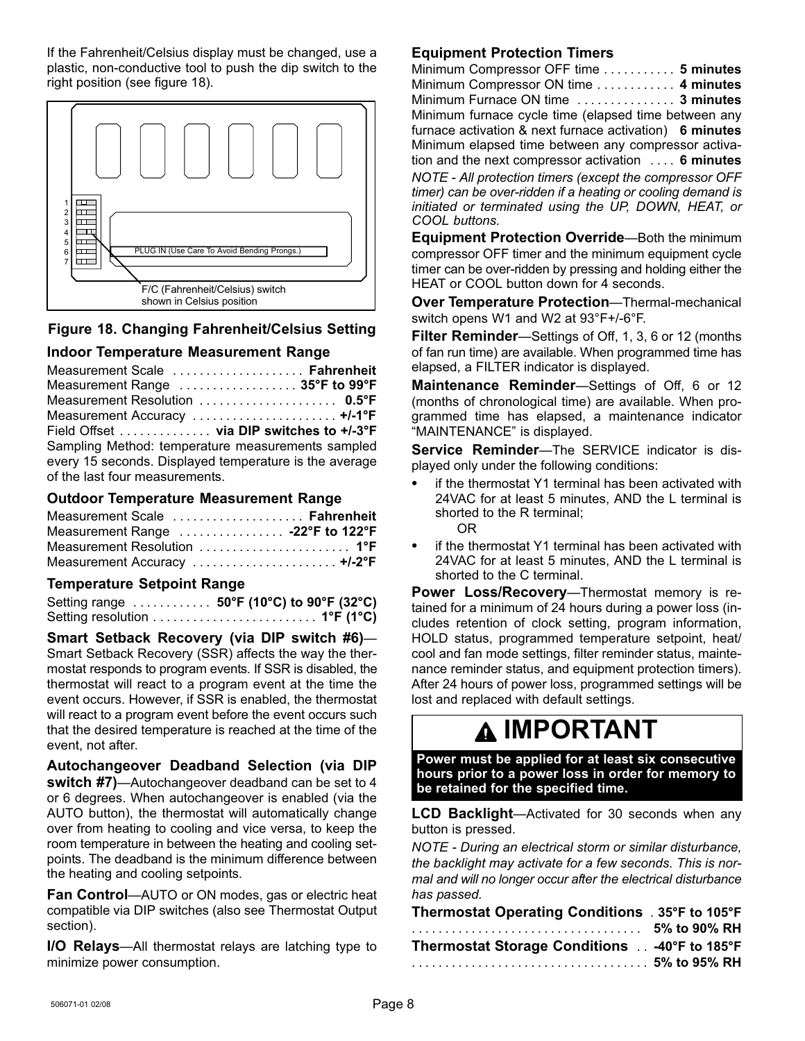If the Fahrenheit/Celsius display must be changed, use a plastic, non-conductive tool to push the dip switch to the right position (see figure 18).

1
2
3
4
5
6
7

PLUG IN (Use Care To Avoid Bending Prongs.)

F/C (Fahrenheit/Celsius) switch shown in Celsius position

**Figure 18. Changing Fahrenheit/Celsius Setting**

### Indoor Temperature Measurement Range

Measurement Scale .................... **Fahrenheit**
Measurement Range .................. **35°F to 99°F**
Measurement Resolution ..................... **0.5°F**
Measurement Accuracy ...................... **+/-1°F**
Field Offset .............. **via DIP switches to +/-3°F**
Sampling Method: temperature measurements sampled every 15 seconds. Displayed temperature is the average of the last four measurements.

### Outdoor Temperature Measurement Range

Measurement Scale .................... **Fahrenheit**
Measurement Range ................ **-22°F to 122°F**
Measurement Resolution ....................... **1°F**
Measurement Accuracy ...................... **+/-2°F**

### Temperature Setpoint Range

Setting range ............ **50°F (10°C) to 90°F (32°C)**
Setting resolution ......................... **1°F (1°C)**

**Smart Setback Recovery (via DIP switch #6)**—Smart Setback Recovery (SSR) affects the way the thermostat responds to program events. If SSR is disabled, the thermostat will react to a program event at the time the event occurs. However, if SSR is enabled, the thermostat will react to a program event before the event occurs such that the desired temperature is reached at the time of the event, not after.

**Autochangeover Deadband Selection (via DIP switch #7)**—Autochangeover deadband can be set to 4 or 6 degrees. When autochangeover is enabled (via the AUTO button), the thermostat will automatically change over from heating to cooling and vice versa, to keep the room temperature in between the heating and cooling setpoints. The deadband is the minimum difference between the heating and cooling setpoints.

**Fan Control**—AUTO or ON modes, gas or electric heat compatible via DIP switches (also see Thermostat Output section).

**I/O Relays**—All thermostat relays are latching type to minimize power consumption.

### Equipment Protection Timers

Minimum Compressor OFF time ........... **5 minutes**
Minimum Compressor ON time ............ **4 minutes**
Minimum Furnace ON time ............... **3 minutes**
Minimum furnace cycle time (elapsed time between any furnace activation & next furnace activation) **6 minutes**
Minimum elapsed time between any compressor activation and the next compressor activation .... **6 minutes**

*NOTE - All protection timers (except the compressor OFF timer) can be over-ridden if a heating or cooling demand is initiated or terminated using the UP, DOWN, HEAT, or COOL buttons.*

**Equipment Protection Override**—Both the minimum compressor OFF timer and the minimum equipment cycle timer can be over-ridden by pressing and holding either the HEAT or COOL button down for 4 seconds.

**Over Temperature Protection**—Thermal-mechanical switch opens W1 and W2 at 93°F+/-6°F.

**Filter Reminder**—Settings of Off, 1, 3, 6 or 12 (months of fan run time) are available. When programmed time has elapsed, a FILTER indicator is displayed.

**Maintenance Reminder**—Settings of Off, 6 or 12 (months of chronological time) are available. When programmed time has elapsed, a maintenance indicator “MAINTENANCE” is displayed.

**Service Reminder**—The SERVICE indicator is displayed only under the following conditions:

- if the thermostat Y1 terminal has been activated with 24VAC for at least 5 minutes, AND the L terminal is shorted to the R terminal;

  OR

- if the thermostat Y1 terminal has been activated with 24VAC for at least 5 minutes, AND the L terminal is shorted to the C terminal.

**Power Loss/Recovery**—Thermostat memory is retained for a minimum of 24 hours during a power loss (includes retention of clock setting, program information, HOLD status, programmed temperature setpoint, heat/cool and fan mode settings, filter reminder status, maintenance reminder status, and equipment protection timers). After 24 hours of power loss, programmed settings will be lost and replaced with default settings.

## IMPORTANT

**Power must be applied for at least six consecutive hours prior to a power loss in order for memory to be retained for the specified time.**

**LCD Backlight**—Activated for 30 seconds when any button is pressed.

*NOTE - During an electrical storm or similar disturbance, the backlight may activate for a few seconds. This is normal and will no longer occur after the electrical disturbance has passed.*

**Thermostat Operating Conditions** . **35°F to 105°F**
................................... **5% to 90% RH**
**Thermostat Storage Conditions** . . **-40°F to 185°F**
.................................... **5% to 95% RH**

506071-01 02/08